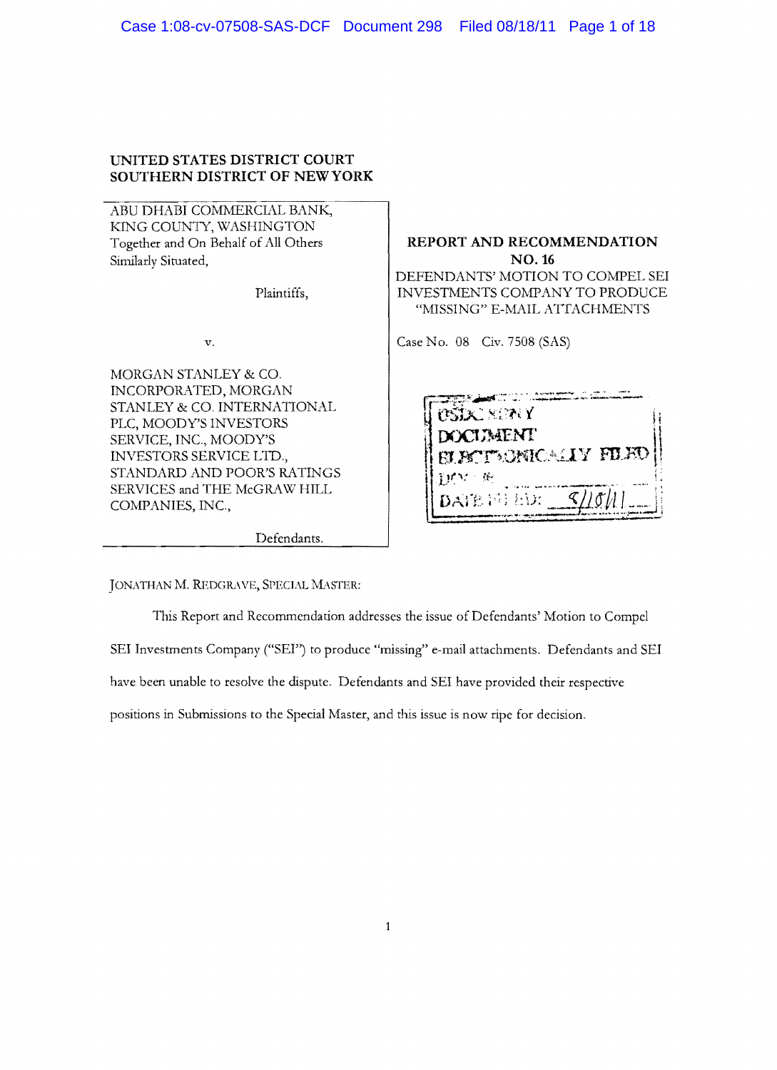UNITED STATES DISTRICT COURT
SOUTHERN DISTRICT OF NEW YORK

| | |
|---|---|
| ABU DHABI COMMERCIAL BANK, KING COUNTY, WASHINGTON Together and On Behalf of All Others Similarly Situated,<br><br>Plaintiffs,<br><br>v.<br><br>MORGAN STANLEY & CO. INCORPORATED, MORGAN STANLEY & CO. INTERNATIONAL PLC, MOODY'S INVESTORS SERVICE, INC., MOODY'S INVESTORS SERVICE LTD., STANDARD AND POOR'S RATINGS SERVICES and THE McGRAW HILL COMPANIES, INC.,<br><br>Defendants. | **REPORT AND RECOMMENDATION NO. 16**<br>DEFENDANTS' MOTION TO COMPEL SEI INVESTMENTS COMPANY TO PRODUCE "MISSING" E-MAIL ATTACHMENTS<br><br>Case No. 08 Civ. 7508 (SAS)<br><br>USDC SDNY<br>DOCUMENT<br>ELECTRONICALLY FILED<br>DOC #:<br>DATE FILED: 8/18/11 |

JONATHAN M. REDGRAVE, SPECIAL MASTER:

This Report and Recommendation addresses the issue of Defendants' Motion to Compel SEI Investments Company ("SEI") to produce "missing" e-mail attachments. Defendants and SEI have been unable to resolve the dispute. Defendants and SEI have provided their respective positions in Submissions to the Special Master, and this issue is now ripe for decision.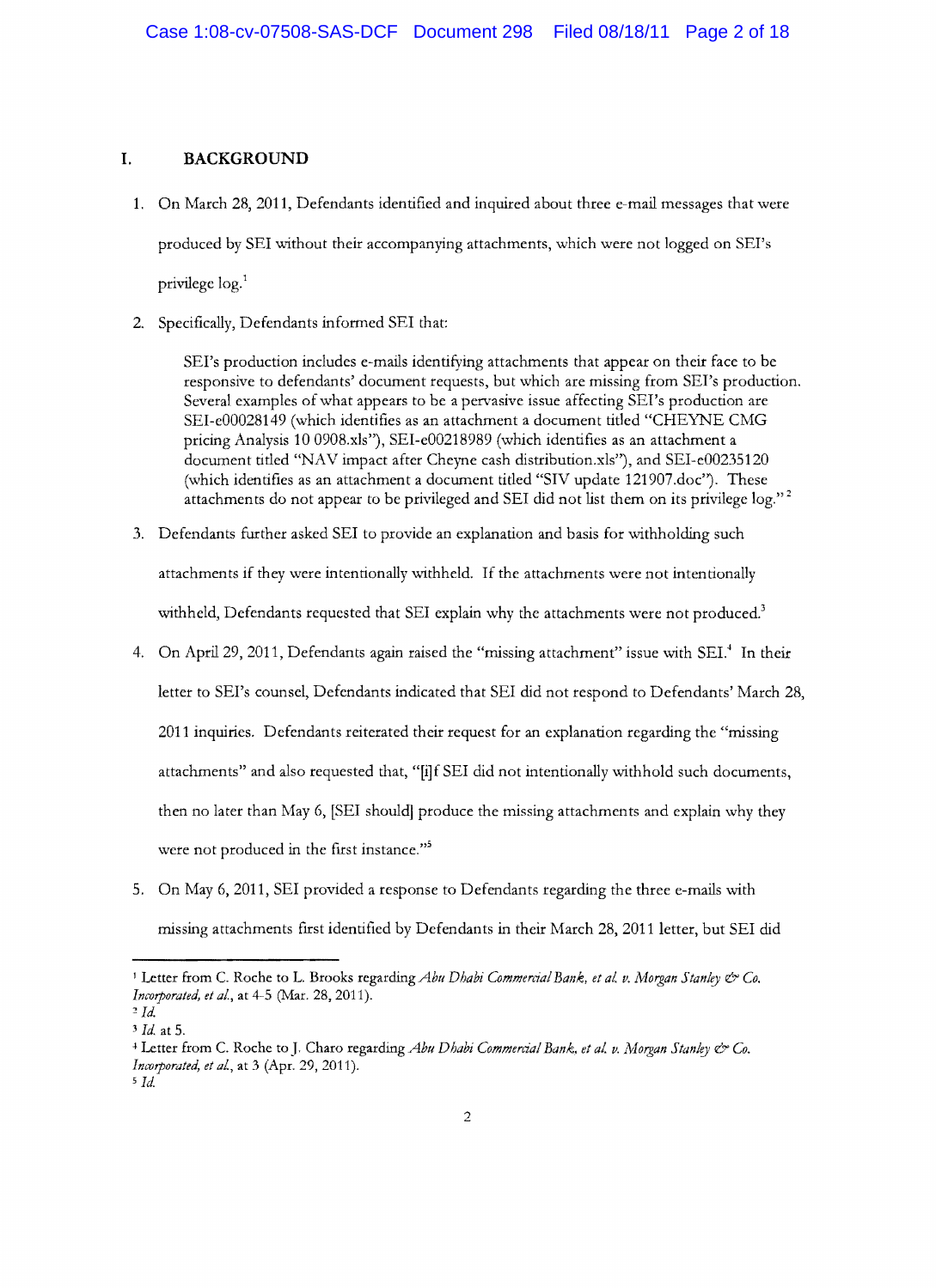## I. BACKGROUND

1. On March 28, 2011, Defendants identified and inquired about three e-mail messages that were produced by SEI without their accompanying attachments, which were not logged on SEI's privilege log.[1]

2. Specifically, Defendants informed SEI that:

   > SEI's production includes e-mails identifying attachments that appear on their face to be responsive to defendants' document requests, but which are missing from SEI's production. Several examples of what appears to be a pervasive issue affecting SEI's production are SEI-e00028149 (which identifies as an attachment a document titled "CHEYNE CMG pricing Analysis 10 0908.xls"), SEI-e00218989 (which identifies as an attachment a document titled "NAV impact after Cheyne cash distribution.xls"), and SEI-e00235120 (which identifies as an attachment a document titled "SIV update 121907.doc"). These attachments do not appear to be privileged and SEI did not list them on its privilege log."[2]

3. Defendants further asked SEI to provide an explanation and basis for withholding such attachments if they were intentionally withheld. If the attachments were not intentionally withheld, Defendants requested that SEI explain why the attachments were not produced.[3]

4. On April 29, 2011, Defendants again raised the "missing attachment" issue with SEI.[4] In their letter to SEI's counsel, Defendants indicated that SEI did not respond to Defendants' March 28, 2011 inquiries. Defendants reiterated their request for an explanation regarding the "missing attachments" and also requested that, "[i]f SEI did not intentionally withhold such documents, then no later than May 6, [SEI should] produce the missing attachments and explain why they were not produced in the first instance."[5]

5. On May 6, 2011, SEI provided a response to Defendants regarding the three e-mails with missing attachments first identified by Defendants in their March 28, 2011 letter, but SEI did

---

[1] Letter from C. Roche to L. Brooks regarding *Abu Dhabi Commercial Bank, et al. v. Morgan Stanley & Co. Incorporated, et al.*, at 4-5 (Mar. 28, 2011).

[2] *Id.*

[3] *Id.* at 5.

[4] Letter from C. Roche to J. Charo regarding *Abu Dhabi Commercial Bank, et al. v. Morgan Stanley & Co. Incorporated, et al.*, at 3 (Apr. 29, 2011).

[5] *Id.*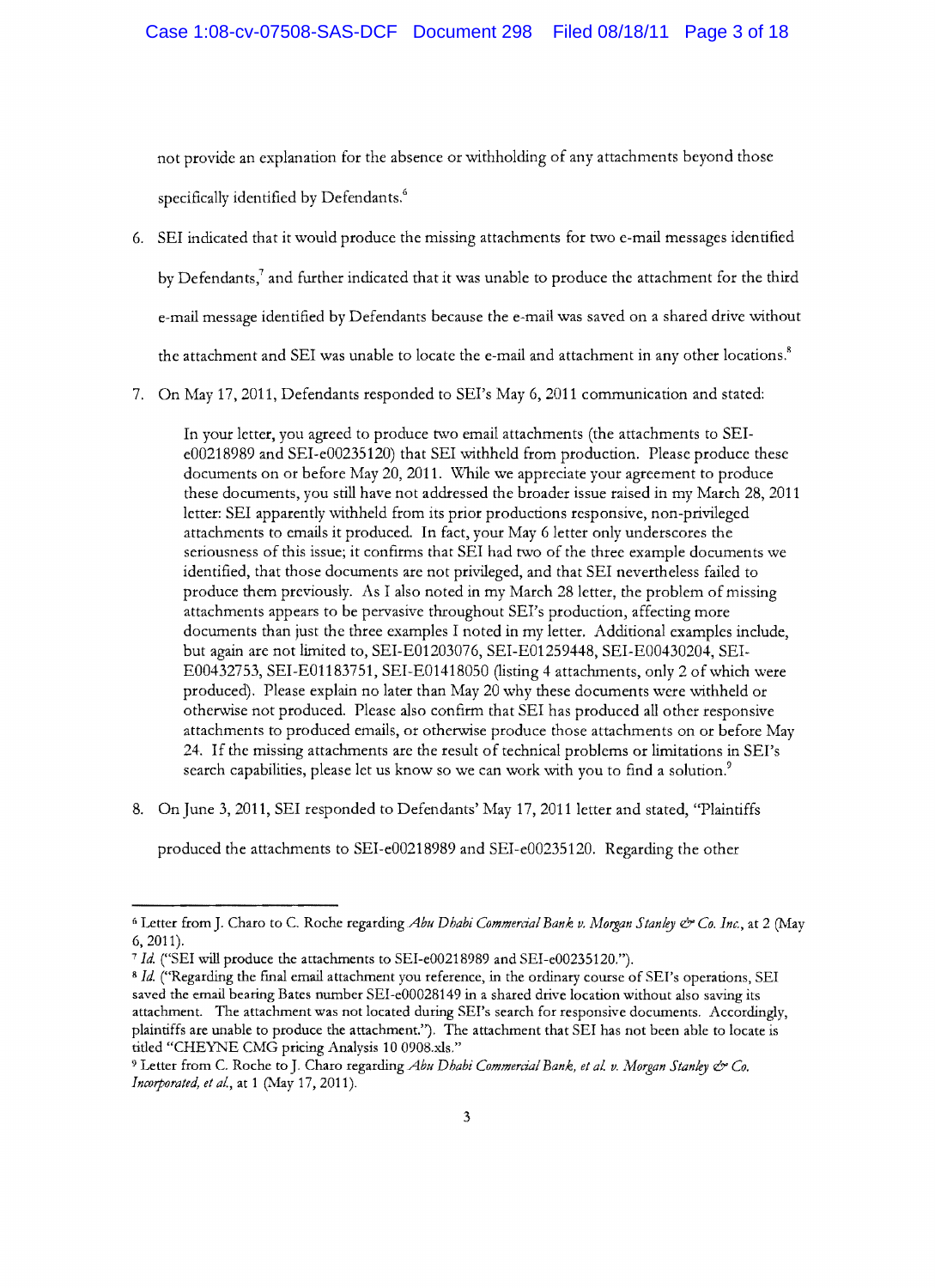not provide an explanation for the absence or withholding of any attachments beyond those specifically identified by Defendants.[6]

6. SEI indicated that it would produce the missing attachments for two e-mail messages identified by Defendants,[7] and further indicated that it was unable to produce the attachment for the third e-mail message identified by Defendants because the e-mail was saved on a shared drive without the attachment and SEI was unable to locate the e-mail and attachment in any other locations.[8]

7. On May 17, 2011, Defendants responded to SEI's May 6, 2011 communication and stated:

> In your letter, you agreed to produce two email attachments (the attachments to SEI-e00218989 and SEI-e00235120) that SEI withheld from production. Please produce these documents on or before May 20, 2011. While we appreciate your agreement to produce these documents, you still have not addressed the broader issue raised in my March 28, 2011 letter: SEI apparently withheld from its prior productions responsive, non-privileged attachments to emails it produced. In fact, your May 6 letter only underscores the seriousness of this issue; it confirms that SEI had two of the three example documents we identified, that those documents are not privileged, and that SEI nevertheless failed to produce them previously. As I also noted in my March 28 letter, the problem of missing attachments appears to be pervasive throughout SEI's production, affecting more documents than just the three examples I noted in my letter. Additional examples include, but again are not limited to, SEI-E01203076, SEI-E01259448, SEI-E00430204, SEI-E00432753, SEI-E01183751, SEI-E01418050 (listing 4 attachments, only 2 of which were produced). Please explain no later than May 20 why these documents were withheld or otherwise not produced. Please also confirm that SEI has produced all other responsive attachments to produced emails, or otherwise produce those attachments on or before May 24. If the missing attachments are the result of technical problems or limitations in SEI's search capabilities, please let us know so we can work with you to find a solution.[9]

8. On June 3, 2011, SEI responded to Defendants' May 17, 2011 letter and stated, "Plaintiffs produced the attachments to SEI-e00218989 and SEI-e00235120. Regarding the other

---

[6] Letter from J. Charo to C. Roche regarding *Abu Dhabi Commercial Bank v. Morgan Stanley & Co. Inc.*, at 2 (May 6, 2011).

[7] *Id.* ("SEI will produce the attachments to SEI-e00218989 and SEI-e00235120.").

[8] *Id.* ("Regarding the final email attachment you reference, in the ordinary course of SEI's operations, SEI saved the email bearing Bates number SEI-e00028149 in a shared drive location without also saving its attachment. The attachment was not located during SEI's search for responsive documents. Accordingly, plaintiffs are unable to produce the attachment."). The attachment that SEI has not been able to locate is titled "CHEYNE CMG pricing Analysis 10 0908.xls."

[9] Letter from C. Roche to J. Charo regarding *Abu Dhabi Commercial Bank, et al. v. Morgan Stanley & Co. Incorporated, et al.*, at 1 (May 17, 2011).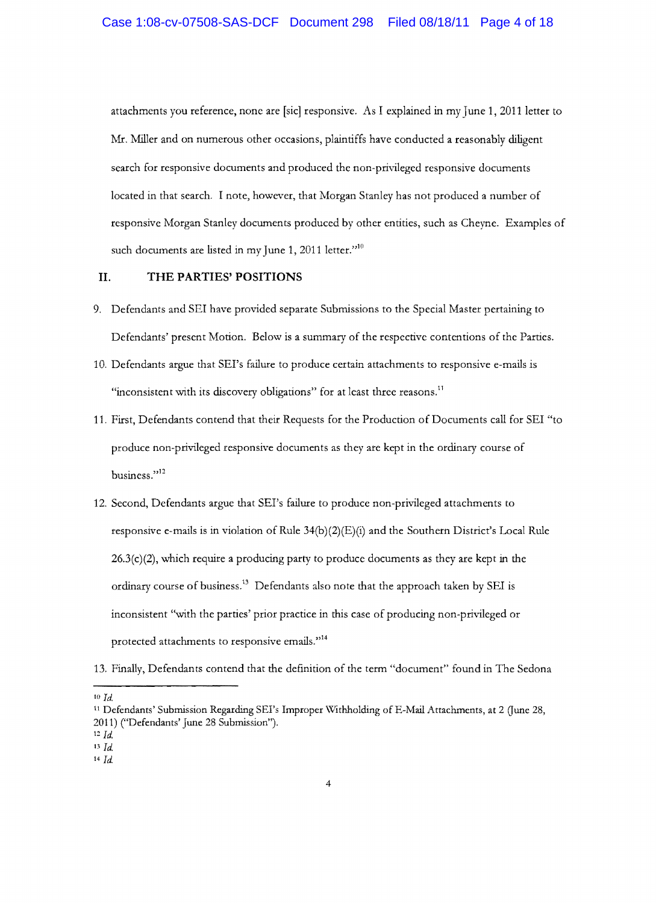attachments you reference, none are [sic] responsive. As I explained in my June 1, 2011 letter to Mr. Miller and on numerous other occasions, plaintiffs have conducted a reasonably diligent search for responsive documents and produced the non-privileged responsive documents located in that search. I note, however, that Morgan Stanley has not produced a number of responsive Morgan Stanley documents produced by other entities, such as Cheyne. Examples of such documents are listed in my June 1, 2011 letter."[10]

## II. THE PARTIES' POSITIONS

9. Defendants and SEI have provided separate Submissions to the Special Master pertaining to Defendants' present Motion. Below is a summary of the respective contentions of the Parties.

10. Defendants argue that SEI's failure to produce certain attachments to responsive e-mails is "inconsistent with its discovery obligations" for at least three reasons.[11]

11. First, Defendants contend that their Requests for the Production of Documents call for SEI "to produce non-privileged responsive documents as they are kept in the ordinary course of business."[12]

12. Second, Defendants argue that SEI's failure to produce non-privileged attachments to responsive e-mails is in violation of Rule 34(b)(2)(E)(i) and the Southern District's Local Rule 26.3(c)(2), which require a producing party to produce documents as they are kept in the ordinary course of business.[13] Defendants also note that the approach taken by SEI is inconsistent "with the parties' prior practice in this case of producing non-privileged or protected attachments to responsive emails."[14]

13. Finally, Defendants contend that the definition of the term "document" found in The Sedona

---

[10] *Id.*

[11] Defendants' Submission Regarding SEI's Improper Withholding of E-Mail Attachments, at 2 (June 28, 2011) ("Defendants' June 28 Submission").

[12] *Id.*

[13] *Id.*

[14] *Id.*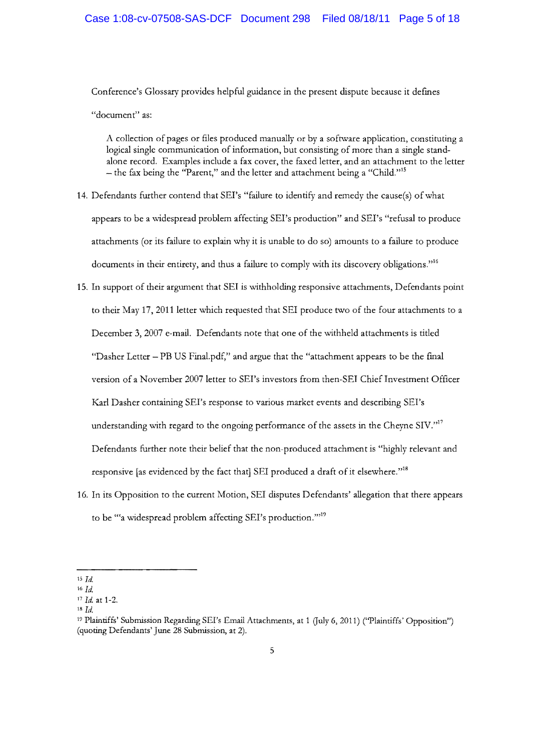Conference's Glossary provides helpful guidance in the present dispute because it defines "document" as:

> A collection of pages or files produced manually or by a software application, constituting a logical single communication of information, but consisting of more than a single stand-alone record. Examples include a fax cover, the faxed letter, and an attachment to the letter – the fax being the "Parent," and the letter and attachment being a "Child."[15]

14. Defendants further contend that SEI's "failure to identify and remedy the cause(s) of what appears to be a widespread problem affecting SEI's production" and SEI's "refusal to produce attachments (or its failure to explain why it is unable to do so) amounts to a failure to produce documents in their entirety, and thus a failure to comply with its discovery obligations."[16]

15. In support of their argument that SEI is withholding responsive attachments, Defendants point to their May 17, 2011 letter which requested that SEI produce two of the four attachments to a December 3, 2007 e-mail. Defendants note that one of the withheld attachments is titled "Dasher Letter – PB US Final.pdf," and argue that the "attachment appears to be the final version of a November 2007 letter to SEI's investors from then-SEI Chief Investment Officer Karl Dasher containing SEI's response to various market events and describing SEI's understanding with regard to the ongoing performance of the assets in the Cheyne SIV."[17] Defendants further note their belief that the non-produced attachment is "highly relevant and responsive [as evidenced by the fact that] SEI produced a draft of it elsewhere."[18]

16. In its Opposition to the current Motion, SEI disputes Defendants' allegation that there appears to be "'a widespread problem affecting SEI's production.'"[19]

---

[15] *Id.*

[16] *Id.*

[17] *Id.* at 1-2.

[18] *Id.*

[19] Plaintiffs' Submission Regarding SEI's Email Attachments, at 1 (July 6, 2011) ("Plaintiffs' Opposition") (quoting Defendants' June 28 Submission, at 2).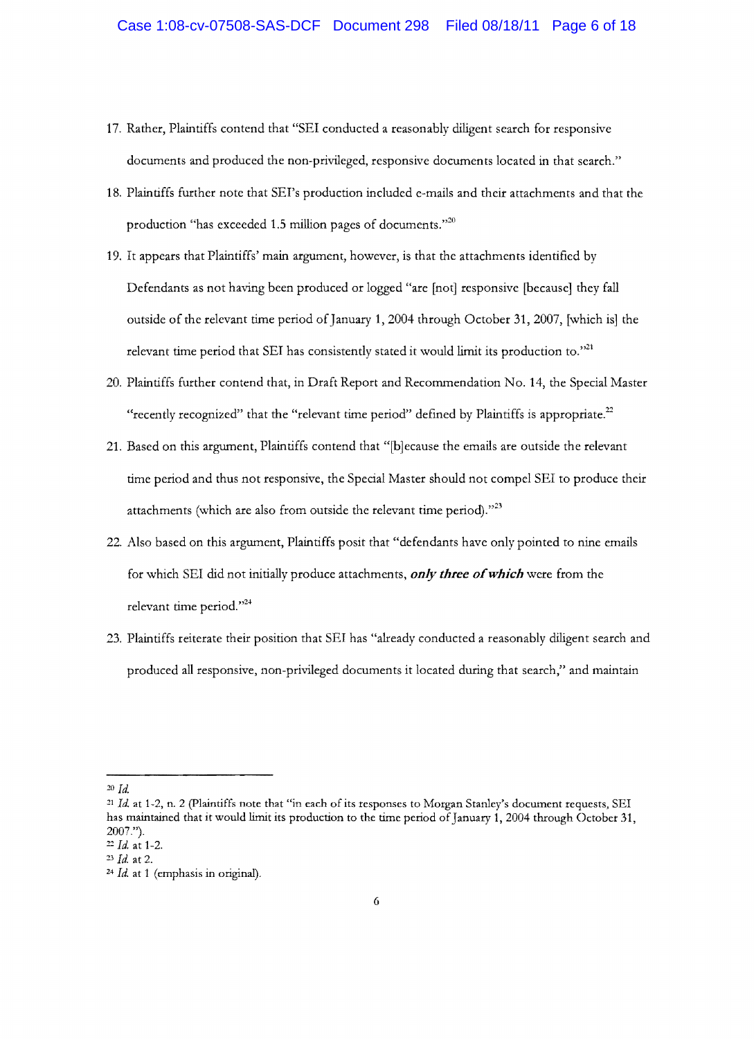17. Rather, Plaintiffs contend that "SEI conducted a reasonably diligent search for responsive documents and produced the non-privileged, responsive documents located in that search."

18. Plaintiffs further note that SEI's production included e-mails and their attachments and that the production "has exceeded 1.5 million pages of documents."[20]

19. It appears that Plaintiffs' main argument, however, is that the attachments identified by Defendants as not having been produced or logged "are [not] responsive [because] they fall outside of the relevant time period of January 1, 2004 through October 31, 2007, [which is] the relevant time period that SEI has consistently stated it would limit its production to."[21]

20. Plaintiffs further contend that, in Draft Report and Recommendation No. 14, the Special Master "recently recognized" that the "relevant time period" defined by Plaintiffs is appropriate.[22]

21. Based on this argument, Plaintiffs contend that "[b]ecause the emails are outside the relevant time period and thus not responsive, the Special Master should not compel SEI to produce their attachments (which are also from outside the relevant time period)."[23]

22. Also based on this argument, Plaintiffs posit that "defendants have only pointed to nine emails for which SEI did not initially produce attachments, ***only three of which*** were from the relevant time period."[24]

23. Plaintiffs reiterate their position that SEI has "already conducted a reasonably diligent search and produced all responsive, non-privileged documents it located during that search," and maintain

---

[20] *Id.*

[21] *Id.* at 1-2, n. 2 (Plaintiffs note that "in each of its responses to Morgan Stanley's document requests, SEI has maintained that it would limit its production to the time period of January 1, 2004 through October 31, 2007.").

[22] *Id.* at 1-2.

[23] *Id.* at 2.

[24] *Id.* at 1 (emphasis in original).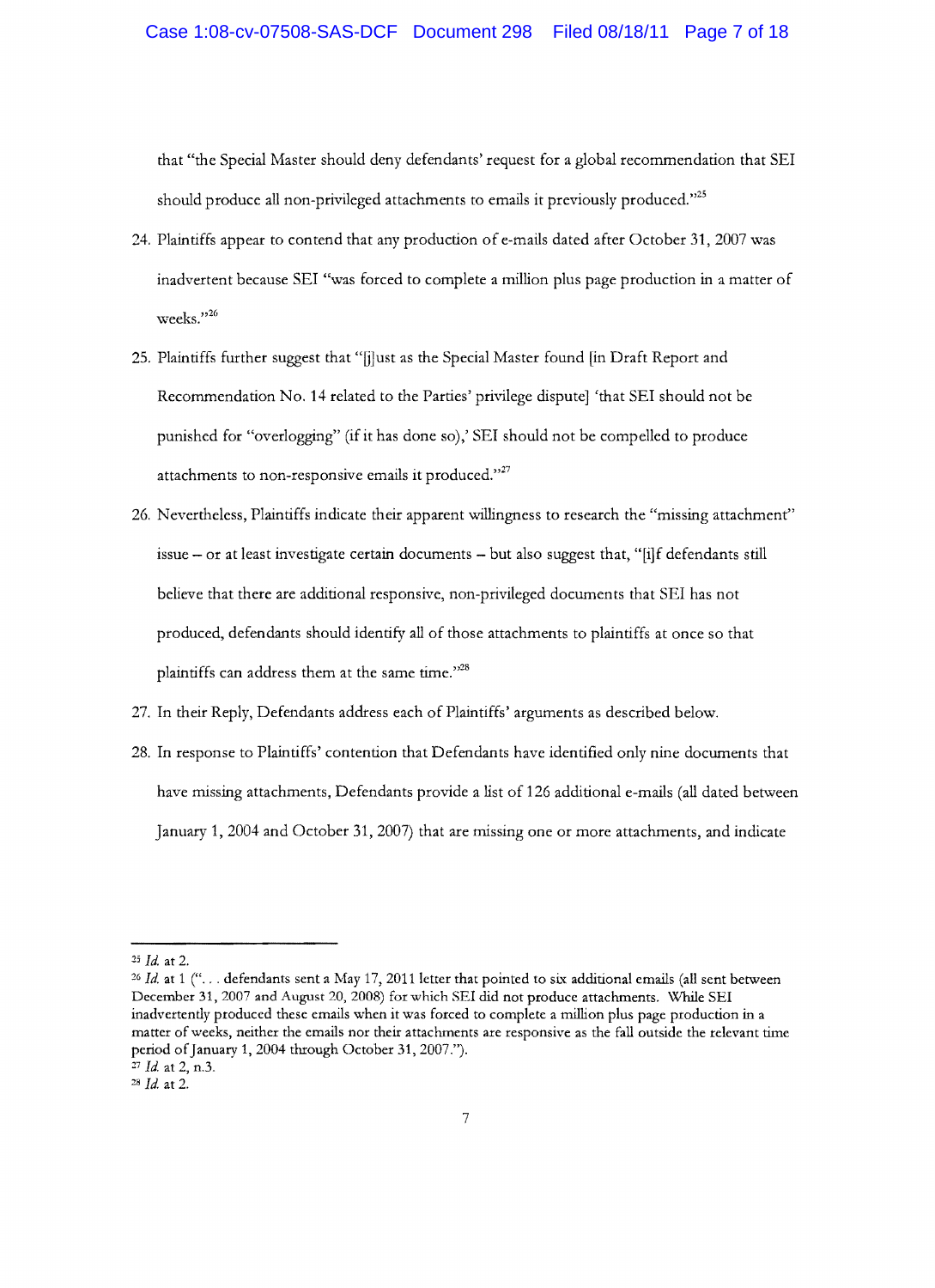that "the Special Master should deny defendants' request for a global recommendation that SEI should produce all non-privileged attachments to emails it previously produced."[25]

24. Plaintiffs appear to contend that any production of e-mails dated after October 31, 2007 was inadvertent because SEI "was forced to complete a million plus page production in a matter of weeks."[26]

25. Plaintiffs further suggest that "[j]ust as the Special Master found [in Draft Report and Recommendation No. 14 related to the Parties' privilege dispute] 'that SEI should not be punished for "overlogging" (if it has done so),' SEI should not be compelled to produce attachments to non-responsive emails it produced."[27]

26. Nevertheless, Plaintiffs indicate their apparent willingness to research the "missing attachment" issue – or at least investigate certain documents – but also suggest that, "[i]f defendants still believe that there are additional responsive, non-privileged documents that SEI has not produced, defendants should identify all of those attachments to plaintiffs at once so that plaintiffs can address them at the same time."[28]

27. In their Reply, Defendants address each of Plaintiffs' arguments as described below.

28. In response to Plaintiffs' contention that Defendants have identified only nine documents that have missing attachments, Defendants provide a list of 126 additional e-mails (all dated between January 1, 2004 and October 31, 2007) that are missing one or more attachments, and indicate

---

[25] *Id.* at 2.

[26] *Id.* at 1 (". . . defendants sent a May 17, 2011 letter that pointed to six additional emails (all sent between December 31, 2007 and August 20, 2008) for which SEI did not produce attachments. While SEI inadvertently produced these emails when it was forced to complete a million plus page production in a matter of weeks, neither the emails nor their attachments are responsive as the fall outside the relevant time period of January 1, 2004 through October 31, 2007.").

[27] *Id.* at 2, n.3.

[28] *Id.* at 2.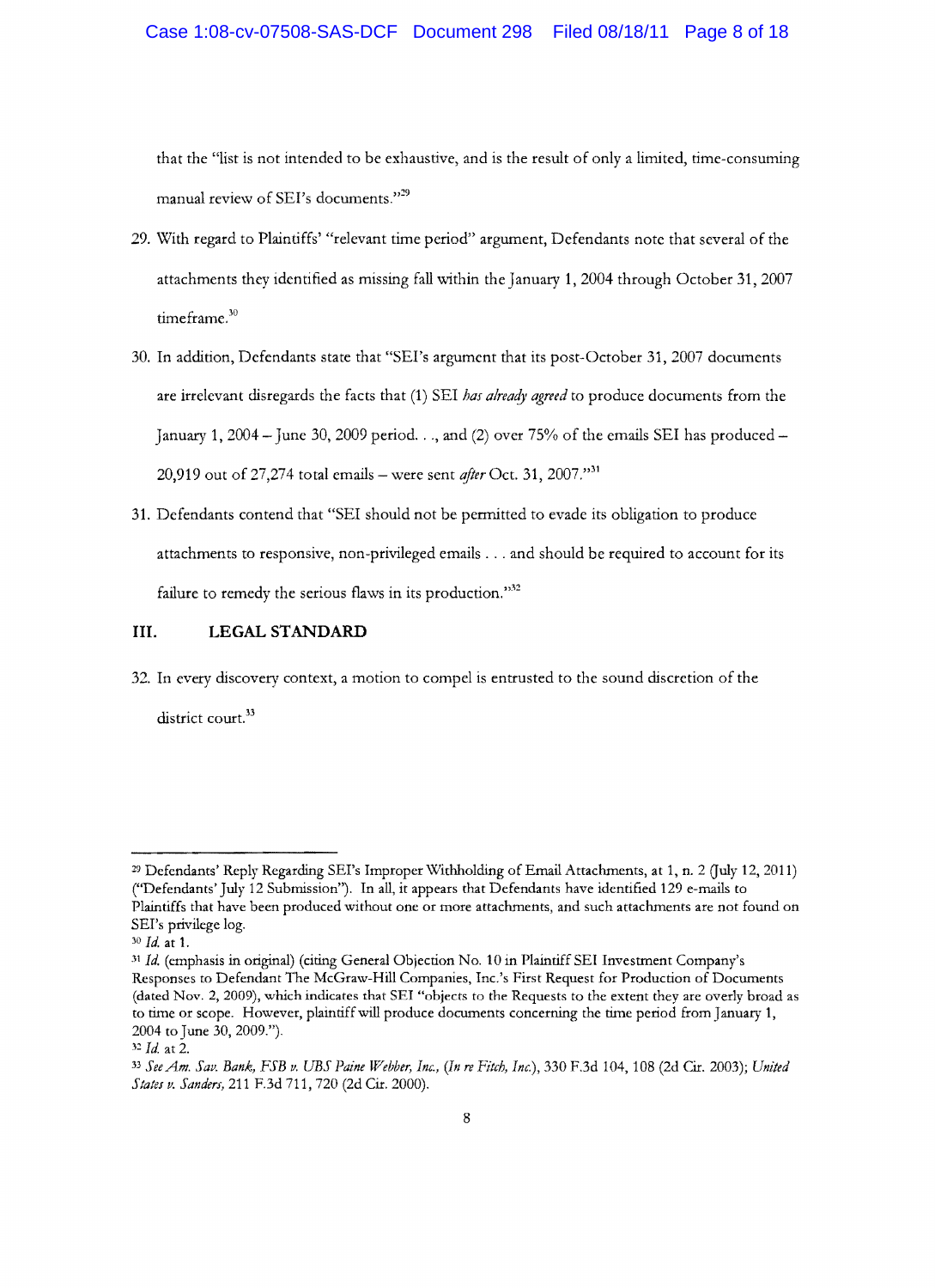that the "list is not intended to be exhaustive, and is the result of only a limited, time-consuming manual review of SEI's documents."[29]

29. With regard to Plaintiffs' "relevant time period" argument, Defendants note that several of the attachments they identified as missing fall within the January 1, 2004 through October 31, 2007 timeframe.[30]

30. In addition, Defendants state that "SEI's argument that its post-October 31, 2007 documents are irrelevant disregards the facts that (1) SEI *has already agreed* to produce documents from the January 1, 2004 – June 30, 2009 period. . ., and (2) over 75% of the emails SEI has produced – 20,919 out of 27,274 total emails – were sent *after* Oct. 31, 2007."[31]

31. Defendants contend that "SEI should not be permitted to evade its obligation to produce attachments to responsive, non-privileged emails . . . and should be required to account for its failure to remedy the serious flaws in its production."[32]

## III. LEGAL STANDARD

32. In every discovery context, a motion to compel is entrusted to the sound discretion of the district court.[33]

---

[29] Defendants' Reply Regarding SEI's Improper Withholding of Email Attachments, at 1, n. 2 (July 12, 2011) ("Defendants' July 12 Submission"). In all, it appears that Defendants have identified 129 e-mails to Plaintiffs that have been produced without one or more attachments, and such attachments are not found on SEI's privilege log.

[30] *Id.* at 1.

[31] *Id.* (emphasis in original) (citing General Objection No. 10 in Plaintiff SEI Investment Company's Responses to Defendant The McGraw-Hill Companies, Inc.'s First Request for Production of Documents (dated Nov. 2, 2009), which indicates that SEI "objects to the Requests to the extent they are overly broad as to time or scope. However, plaintiff will produce documents concerning the time period from January 1, 2004 to June 30, 2009.").

[32] *Id.* at 2.

[33] *See Am. Sav. Bank, FSB v. UBS Paine Webber, Inc.,* (*In re Fitch, Inc.*), 330 F.3d 104, 108 (2d Cir. 2003); *United States v. Sanders,* 211 F.3d 711, 720 (2d Cir. 2000).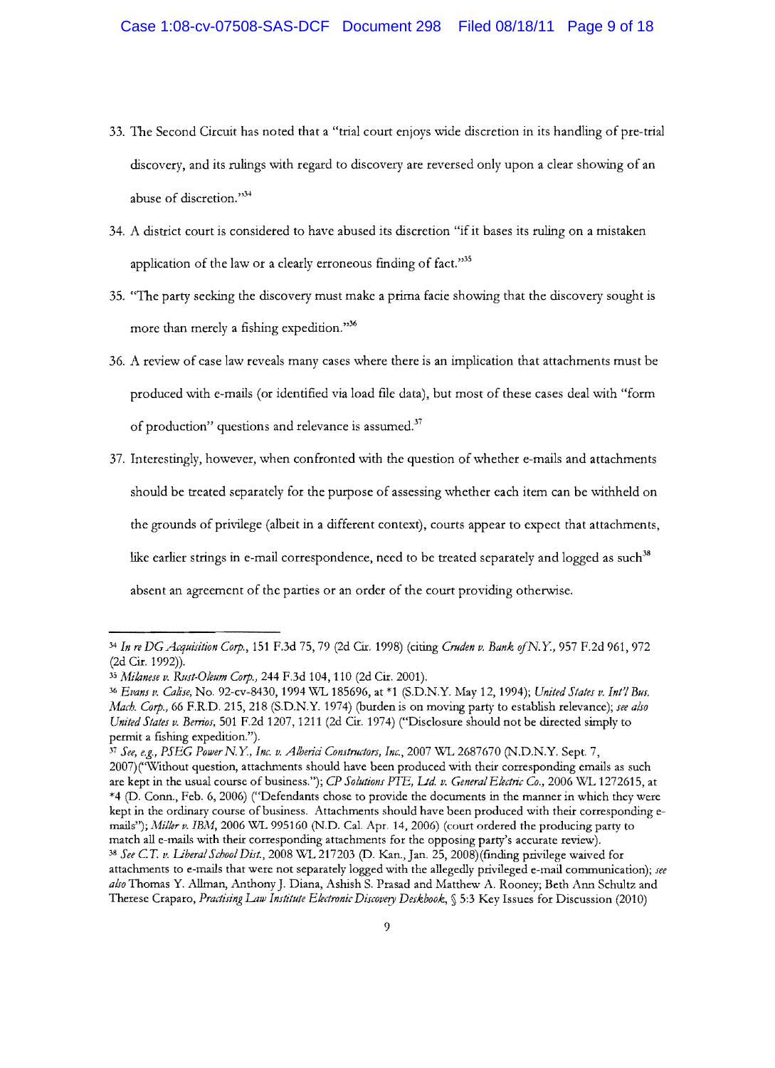33. The Second Circuit has noted that a "trial court enjoys wide discretion in its handling of pre-trial discovery, and its rulings with regard to discovery are reversed only upon a clear showing of an abuse of discretion."[34]

34. A district court is considered to have abused its discretion "if it bases its ruling on a mistaken application of the law or a clearly erroneous finding of fact."[35]

35. "The party seeking the discovery must make a prima facie showing that the discovery sought is more than merely a fishing expedition."[36]

36. A review of case law reveals many cases where there is an implication that attachments must be produced with e-mails (or identified via load file data), but most of these cases deal with "form of production" questions and relevance is assumed.[37]

37. Interestingly, however, when confronted with the question of whether e-mails and attachments should be treated separately for the purpose of assessing whether each item can be withheld on the grounds of privilege (albeit in a different context), courts appear to expect that attachments, like earlier strings in e-mail correspondence, need to be treated separately and logged as such[38] absent an agreement of the parties or an order of the court providing otherwise.

---

[34] *In re DG Acquisition Corp.*, 151 F.3d 75, 79 (2d Cir. 1998) (citing *Cruden v. Bank of N.Y.*, 957 F.2d 961, 972 (2d Cir. 1992)).

[35] *Milanese v. Rust-Oleum Corp.*, 244 F.3d 104, 110 (2d Cir. 2001).

[36] *Evans v. Calise*, No. 92-cv-8430, 1994 WL 185696, at *1 (S.D.N.Y. May 12, 1994); *United States v. Int'l Bus. Mach. Corp.*, 66 F.R.D. 215, 218 (S.D.N.Y. 1974) (burden is on moving party to establish relevance); *see also United States v. Berrios*, 501 F.2d 1207, 1211 (2d Cir. 1974) ("Disclosure should not be directed simply to permit a fishing expedition.").

[37] *See, e.g., PSEG Power N.Y., Inc. v. Alberici Constructors, Inc.*, 2007 WL 2687670 (N.D.N.Y. Sept. 7, 2007)("Without question, attachments should have been produced with their corresponding emails as such are kept in the usual course of business."); *CP Solutions PTE, Ltd. v. General Electric Co.*, 2006 WL 1272615, at *4 (D. Conn., Feb. 6, 2006) ("Defendants chose to provide the documents in the manner in which they were kept in the ordinary course of business. Attachments should have been produced with their corresponding e-mails"); *Miller v. IBM*, 2006 WL 995160 (N.D. Cal. Apr. 14, 2006) (court ordered the producing party to match all e-mails with their corresponding attachments for the opposing party's accurate review).

[38] *See C.T. v. Liberal School Dist.*, 2008 WL 217203 (D. Kan., Jan. 25, 2008)(finding privilege waived for attachments to e-mails that were not separately logged with the allegedly privileged e-mail communication); *see also* Thomas Y. Allman, Anthony J. Diana, Ashish S. Prasad and Matthew A. Rooney; Beth Ann Schultz and Therese Craparo, *Practising Law Institute Electronic Discovery Deskbook*, § 5:3 Key Issues for Discussion (2010)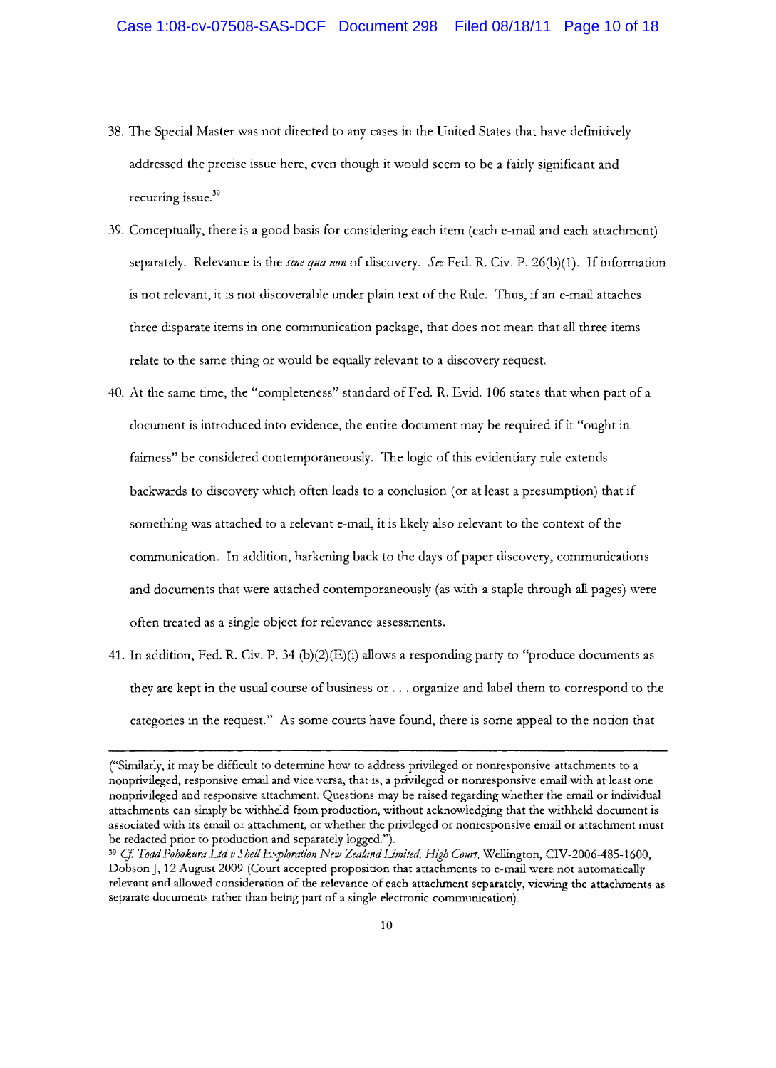38. The Special Master was not directed to any cases in the United States that have definitively addressed the precise issue here, even though it would seem to be a fairly significant and recurring issue.[39]

39. Conceptually, there is a good basis for considering each item (each e-mail and each attachment) separately. Relevance is the *sine qua non* of discovery. *See* Fed. R. Civ. P. 26(b)(1). If information is not relevant, it is not discoverable under plain text of the Rule. Thus, if an e-mail attaches three disparate items in one communication package, that does not mean that all three items relate to the same thing or would be equally relevant to a discovery request.

40. At the same time, the "completeness" standard of Fed. R. Evid. 106 states that when part of a document is introduced into evidence, the entire document may be required if it "ought in fairness" be considered contemporaneously. The logic of this evidentiary rule extends backwards to discovery which often leads to a conclusion (or at least a presumption) that if something was attached to a relevant e-mail, it is likely also relevant to the context of the communication. In addition, harkening back to the days of paper discovery, communications and documents that were attached contemporaneously (as with a staple through all pages) were often treated as a single object for relevance assessments.

41. In addition, Fed. R. Civ. P. 34 (b)(2)(E)(i) allows a responding party to "produce documents as they are kept in the usual course of business or . . . organize and label them to correspond to the categories in the request." As some courts have found, there is some appeal to the notion that

---

("Similarly, it may be difficult to determine how to address privileged or nonresponsive attachments to a nonprivileged, responsive email and vice versa, that is, a privileged or nonresponsive email with at least one nonprivileged and responsive attachment. Questions may be raised regarding whether the email or individual attachments can simply be withheld from production, without acknowledging that the withheld document is associated with its email or attachment, or whether the privileged or nonresponsive email or attachment must be redacted prior to production and separately logged.").

[39] *Cf. Todd Pohokura Ltd v Shell Exploration New Zealand Limited, High Court,* Wellington, CIV-2006-485-1600, Dobson J, 12 August 2009 (Court accepted proposition that attachments to e-mail were not automatically relevant and allowed consideration of the relevance of each attachment separately, viewing the attachments as separate documents rather than being part of a single electronic communication).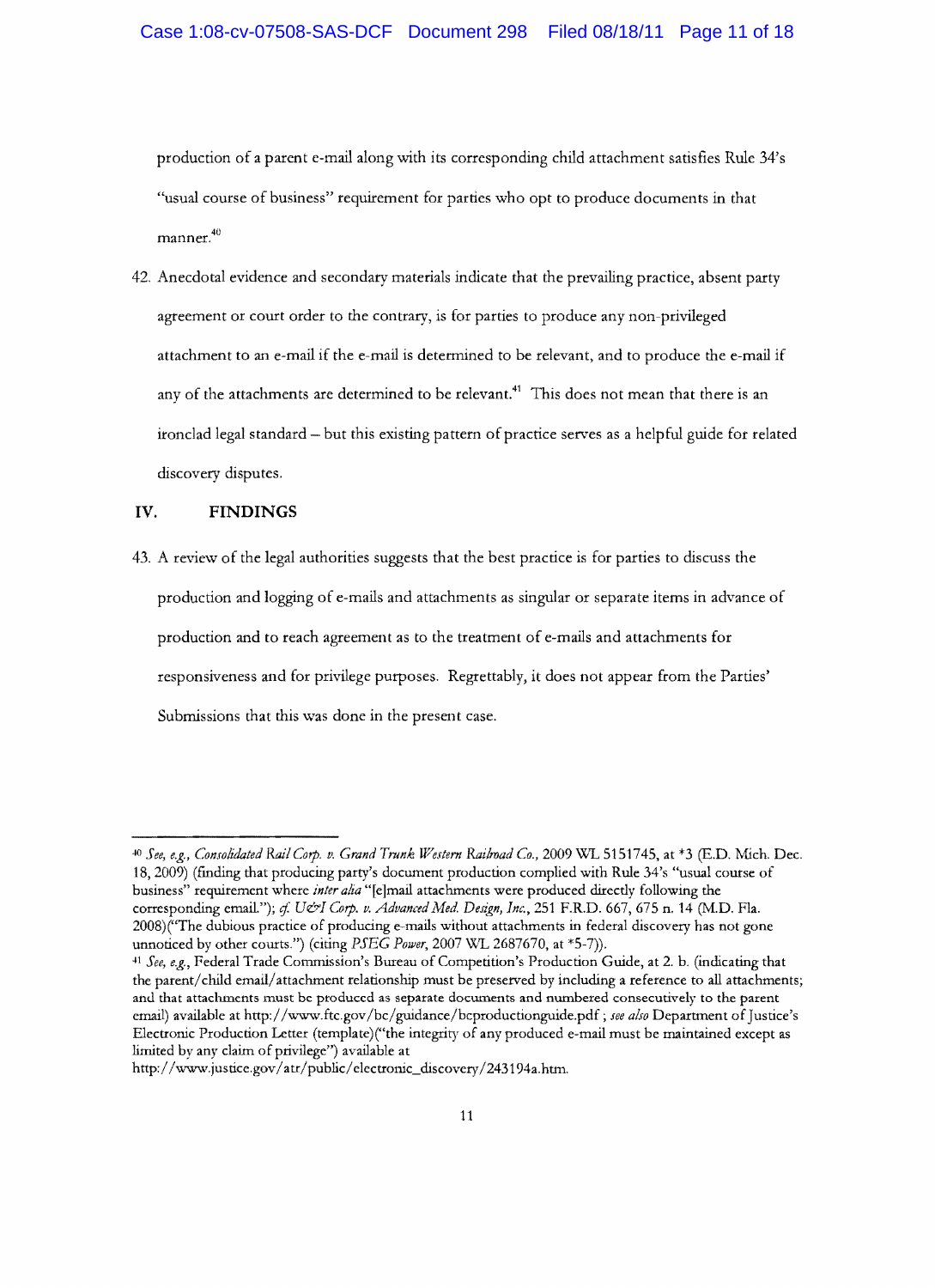production of a parent e-mail along with its corresponding child attachment satisfies Rule 34's "usual course of business" requirement for parties who opt to produce documents in that manner.[40]

42. Anecdotal evidence and secondary materials indicate that the prevailing practice, absent party agreement or court order to the contrary, is for parties to produce any non-privileged attachment to an e-mail if the e-mail is determined to be relevant, and to produce the e-mail if any of the attachments are determined to be relevant.[41] This does not mean that there is an ironclad legal standard – but this existing pattern of practice serves as a helpful guide for related discovery disputes.

## IV. FINDINGS

43. A review of the legal authorities suggests that the best practice is for parties to discuss the production and logging of e-mails and attachments as singular or separate items in advance of production and to reach agreement as to the treatment of e-mails and attachments for responsiveness and for privilege purposes. Regrettably, it does not appear from the Parties' Submissions that this was done in the present case.

---

[40] *See, e.g., Consolidated Rail Corp. v. Grand Trunk Western Railroad Co.*, 2009 WL 5151745, at *3 (E.D. Mich. Dec. 18, 2009) (finding that producing party's document production complied with Rule 34's "usual course of business" requirement where *inter alia* "[e]mail attachments were produced directly following the corresponding email."); *cf. U&I Corp. v. Advanced Med. Design, Inc.*, 251 F.R.D. 667, 675 n. 14 (M.D. Fla. 2008)("The dubious practice of producing e-mails without attachments in federal discovery has not gone unnoticed by other courts.") (citing *PSEG Power*, 2007 WL 2687670, at *5-7)).

[41] *See, e.g.,* Federal Trade Commission's Bureau of Competition's Production Guide, at 2. b. (indicating that the parent/child email/attachment relationship must be preserved by including a reference to all attachments; and that attachments must be produced as separate documents and numbered consecutively to the parent email) available at http://www.ftc.gov/bc/guidance/bcproductionguide.pdf ; *see also* Department of Justice's Electronic Production Letter (template)("the integrity of any produced e-mail must be maintained except as limited by any claim of privilege") available at http://www.justice.gov/atr/public/electronic_discovery/243194a.htm.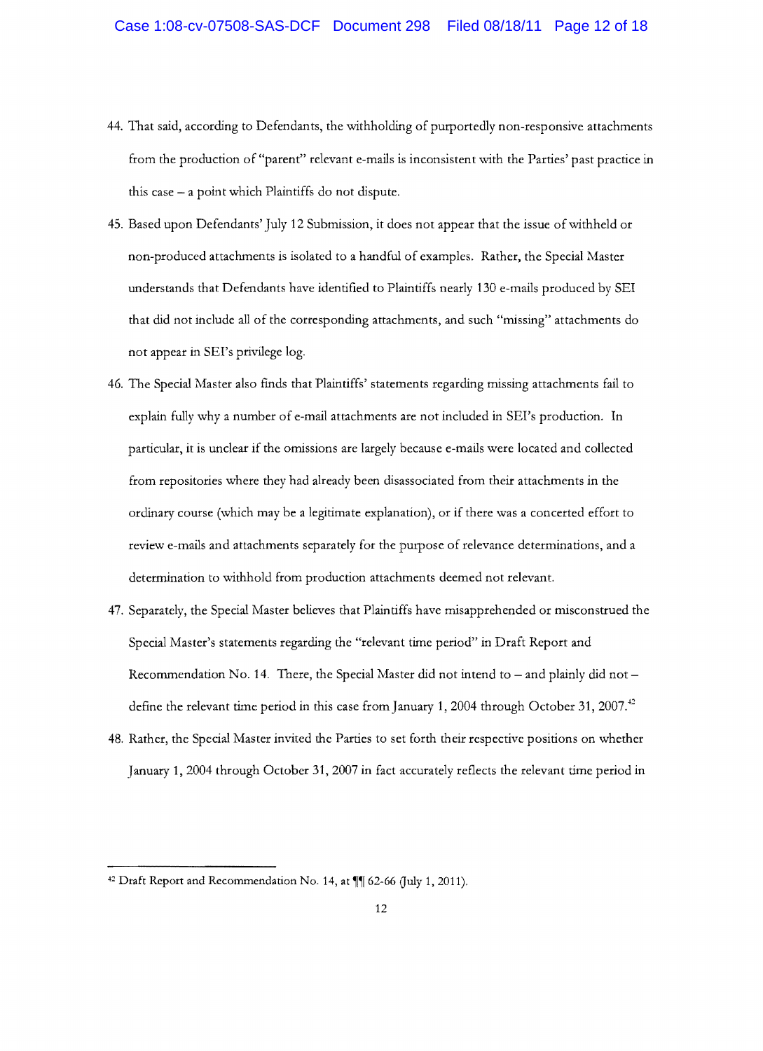44. That said, according to Defendants, the withholding of purportedly non-responsive attachments from the production of "parent" relevant e-mails is inconsistent with the Parties' past practice in this case – a point which Plaintiffs do not dispute.

45. Based upon Defendants' July 12 Submission, it does not appear that the issue of withheld or non-produced attachments is isolated to a handful of examples. Rather, the Special Master understands that Defendants have identified to Plaintiffs nearly 130 e-mails produced by SEI that did not include all of the corresponding attachments, and such "missing" attachments do not appear in SEI's privilege log.

46. The Special Master also finds that Plaintiffs' statements regarding missing attachments fail to explain fully why a number of e-mail attachments are not included in SEI's production. In particular, it is unclear if the omissions are largely because e-mails were located and collected from repositories where they had already been disassociated from their attachments in the ordinary course (which may be a legitimate explanation), or if there was a concerted effort to review e-mails and attachments separately for the purpose of relevance determinations, and a determination to withhold from production attachments deemed not relevant.

47. Separately, the Special Master believes that Plaintiffs have misapprehended or misconstrued the Special Master's statements regarding the "relevant time period" in Draft Report and Recommendation No. 14. There, the Special Master did not intend to – and plainly did not – define the relevant time period in this case from January 1, 2004 through October 31, 2007.[42]

48. Rather, the Special Master invited the Parties to set forth their respective positions on whether January 1, 2004 through October 31, 2007 in fact accurately reflects the relevant time period in

---

[42] Draft Report and Recommendation No. 14, at ¶¶ 62-66 (July 1, 2011).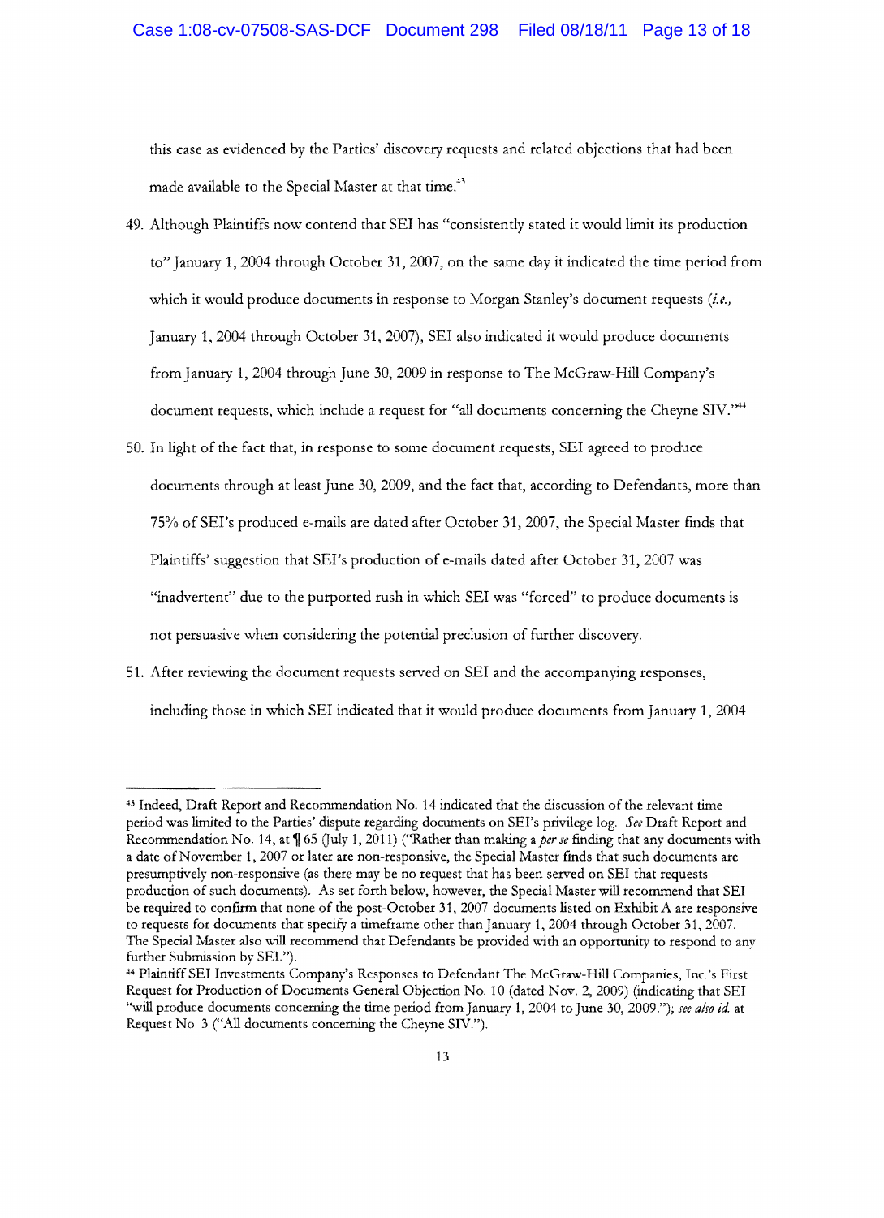this case as evidenced by the Parties' discovery requests and related objections that had been made available to the Special Master at that time.[43]

49. Although Plaintiffs now contend that SEI has "consistently stated it would limit its production to" January 1, 2004 through October 31, 2007, on the same day it indicated the time period from which it would produce documents in response to Morgan Stanley's document requests (*i.e.,* January 1, 2004 through October 31, 2007), SEI also indicated it would produce documents from January 1, 2004 through June 30, 2009 in response to The McGraw-Hill Company's document requests, which include a request for "all documents concerning the Cheyne SIV."[44]

50. In light of the fact that, in response to some document requests, SEI agreed to produce documents through at least June 30, 2009, and the fact that, according to Defendants, more than 75% of SEI's produced e-mails are dated after October 31, 2007, the Special Master finds that Plaintiffs' suggestion that SEI's production of e-mails dated after October 31, 2007 was "inadvertent" due to the purported rush in which SEI was "forced" to produce documents is not persuasive when considering the potential preclusion of further discovery.

51. After reviewing the document requests served on SEI and the accompanying responses, including those in which SEI indicated that it would produce documents from January 1, 2004

---

[43] Indeed, Draft Report and Recommendation No. 14 indicated that the discussion of the relevant time period was limited to the Parties' dispute regarding documents on SEI's privilege log. *See* Draft Report and Recommendation No. 14, at ¶ 65 (July 1, 2011) ("Rather than making a *per se* finding that any documents with a date of November 1, 2007 or later are non-responsive, the Special Master finds that such documents are presumptively non-responsive (as there may be no request that has been served on SEI that requests production of such documents). As set forth below, however, the Special Master will recommend that SEI be required to confirm that none of the post-October 31, 2007 documents listed on Exhibit A are responsive to requests for documents that specify a timeframe other than January 1, 2004 through October 31, 2007. The Special Master also will recommend that Defendants be provided with an opportunity to respond to any further Submission by SEI.").

[44] Plaintiff SEI Investments Company's Responses to Defendant The McGraw-Hill Companies, Inc.'s First Request for Production of Documents General Objection No. 10 (dated Nov. 2, 2009) (indicating that SEI "will produce documents concerning the time period from January 1, 2004 to June 30, 2009."); *see also id.* at Request No. 3 ("All documents concerning the Cheyne SIV.").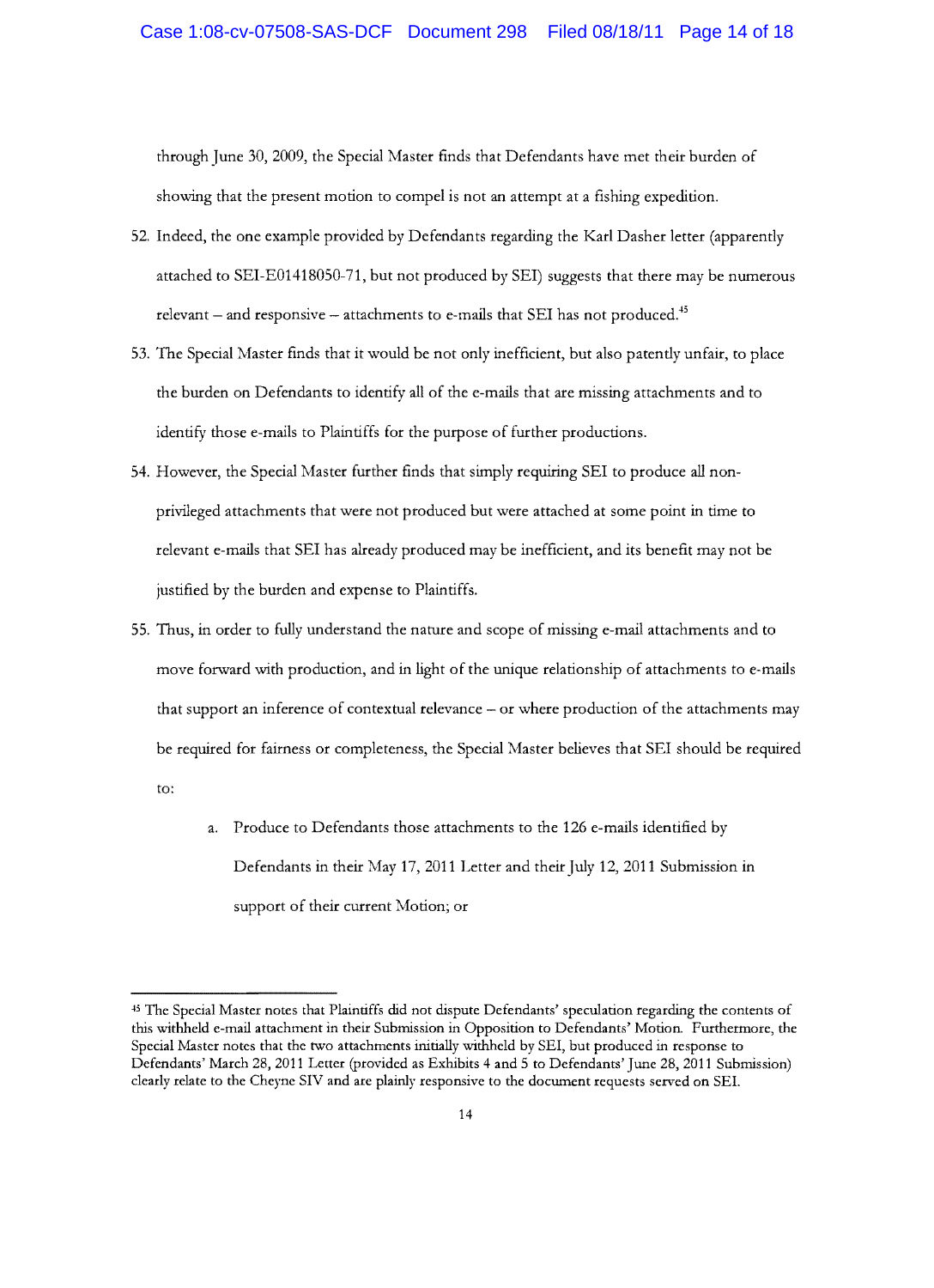through June 30, 2009, the Special Master finds that Defendants have met their burden of showing that the present motion to compel is not an attempt at a fishing expedition.

52. Indeed, the one example provided by Defendants regarding the Karl Dasher letter (apparently attached to SEI-E01418050-71, but not produced by SEI) suggests that there may be numerous relevant – and responsive – attachments to e-mails that SEI has not produced.[45]

53. The Special Master finds that it would be not only inefficient, but also patently unfair, to place the burden on Defendants to identify all of the e-mails that are missing attachments and to identify those e-mails to Plaintiffs for the purpose of further productions.

54. However, the Special Master further finds that simply requiring SEI to produce all non-privileged attachments that were not produced but were attached at some point in time to relevant e-mails that SEI has already produced may be inefficient, and its benefit may not be justified by the burden and expense to Plaintiffs.

55. Thus, in order to fully understand the nature and scope of missing e-mail attachments and to move forward with production, and in light of the unique relationship of attachments to e-mails that support an inference of contextual relevance – or where production of the attachments may be required for fairness or completeness, the Special Master believes that SEI should be required to:

    a. Produce to Defendants those attachments to the 126 e-mails identified by Defendants in their May 17, 2011 Letter and their July 12, 2011 Submission in support of their current Motion; or

---

[45] The Special Master notes that Plaintiffs did not dispute Defendants' speculation regarding the contents of this withheld e-mail attachment in their Submission in Opposition to Defendants' Motion. Furthermore, the Special Master notes that the two attachments initially withheld by SEI, but produced in response to Defendants' March 28, 2011 Letter (provided as Exhibits 4 and 5 to Defendants' June 28, 2011 Submission) clearly relate to the Cheyne SIV and are plainly responsive to the document requests served on SEI.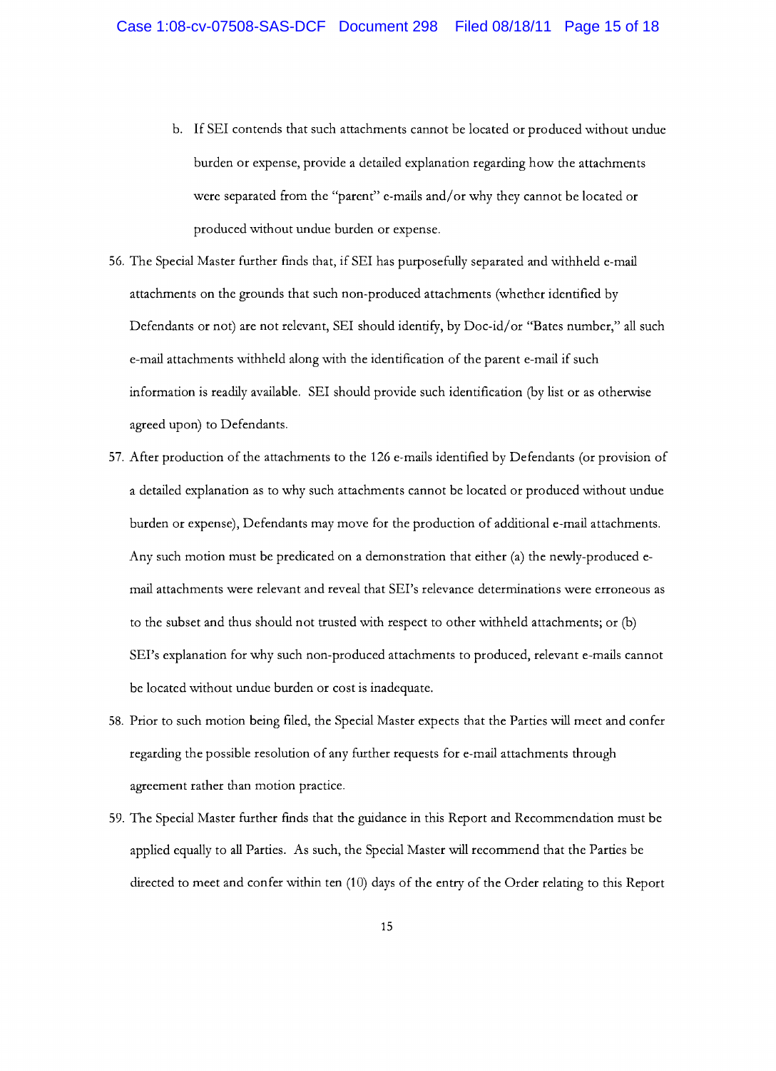b. If SEI contends that such attachments cannot be located or produced without undue burden or expense, provide a detailed explanation regarding how the attachments were separated from the "parent" e-mails and/or why they cannot be located or produced without undue burden or expense.

56. The Special Master further finds that, if SEI has purposefully separated and withheld e-mail attachments on the grounds that such non-produced attachments (whether identified by Defendants or not) are not relevant, SEI should identify, by Doc-id/or "Bates number," all such e-mail attachments withheld along with the identification of the parent e-mail if such information is readily available. SEI should provide such identification (by list or as otherwise agreed upon) to Defendants.

57. After production of the attachments to the 126 e-mails identified by Defendants (or provision of a detailed explanation as to why such attachments cannot be located or produced without undue burden or expense), Defendants may move for the production of additional e-mail attachments. Any such motion must be predicated on a demonstration that either (a) the newly-produced e-mail attachments were relevant and reveal that SEI's relevance determinations were erroneous as to the subset and thus should not trusted with respect to other withheld attachments; or (b) SEI's explanation for why such non-produced attachments to produced, relevant e-mails cannot be located without undue burden or cost is inadequate.

58. Prior to such motion being filed, the Special Master expects that the Parties will meet and confer regarding the possible resolution of any further requests for e-mail attachments through agreement rather than motion practice.

59. The Special Master further finds that the guidance in this Report and Recommendation must be applied equally to all Parties. As such, the Special Master will recommend that the Parties be directed to meet and confer within ten (10) days of the entry of the Order relating to this Report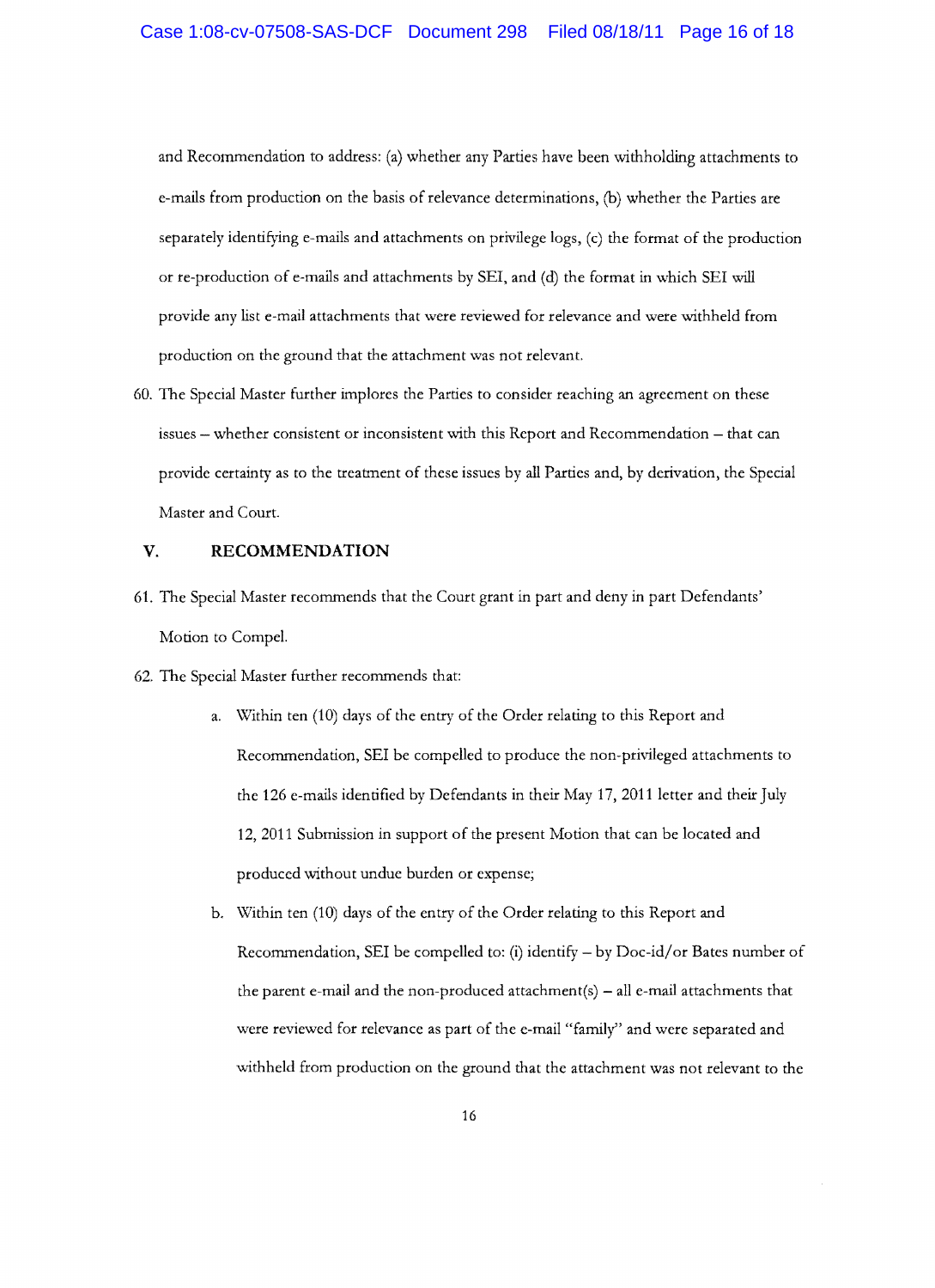and Recommendation to address: (a) whether any Parties have been withholding attachments to e-mails from production on the basis of relevance determinations, (b) whether the Parties are separately identifying e-mails and attachments on privilege logs, (c) the format of the production or re-production of e-mails and attachments by SEI, and (d) the format in which SEI will provide any list e-mail attachments that were reviewed for relevance and were withheld from production on the ground that the attachment was not relevant.

60. The Special Master further implores the Parties to consider reaching an agreement on these issues – whether consistent or inconsistent with this Report and Recommendation – that can provide certainty as to the treatment of these issues by all Parties and, by derivation, the Special Master and Court.

## V. RECOMMENDATION

61. The Special Master recommends that the Court grant in part and deny in part Defendants' Motion to Compel.

62. The Special Master further recommends that:

    a. Within ten (10) days of the entry of the Order relating to this Report and Recommendation, SEI be compelled to produce the non-privileged attachments to the 126 e-mails identified by Defendants in their May 17, 2011 letter and their July 12, 2011 Submission in support of the present Motion that can be located and produced without undue burden or expense;

    b. Within ten (10) days of the entry of the Order relating to this Report and Recommendation, SEI be compelled to: (i) identify – by Doc-id/or Bates number of the parent e-mail and the non-produced attachment(s) – all e-mail attachments that were reviewed for relevance as part of the e-mail "family" and were separated and withheld from production on the ground that the attachment was not relevant to the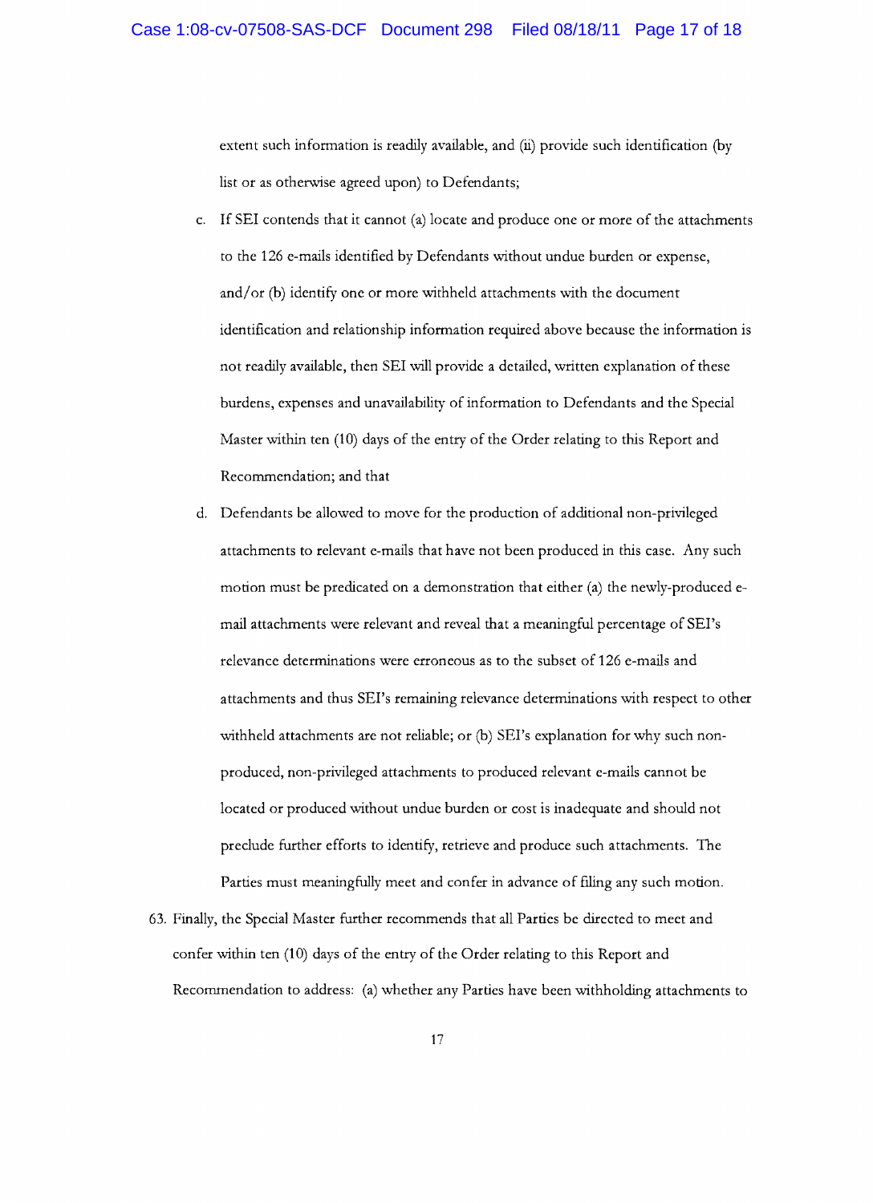extent such information is readily available, and (ii) provide such identification (by list or as otherwise agreed upon) to Defendants;

c. If SEI contends that it cannot (a) locate and produce one or more of the attachments to the 126 e-mails identified by Defendants without undue burden or expense, and/or (b) identify one or more withheld attachments with the document identification and relationship information required above because the information is not readily available, then SEI will provide a detailed, written explanation of these burdens, expenses and unavailability of information to Defendants and the Special Master within ten (10) days of the entry of the Order relating to this Report and Recommendation; and that

d. Defendants be allowed to move for the production of additional non-privileged attachments to relevant e-mails that have not been produced in this case. Any such motion must be predicated on a demonstration that either (a) the newly-produced e-mail attachments were relevant and reveal that a meaningful percentage of SEI's relevance determinations were erroneous as to the subset of 126 e-mails and attachments and thus SEI's remaining relevance determinations with respect to other withheld attachments are not reliable; or (b) SEI's explanation for why such non-produced, non-privileged attachments to produced relevant e-mails cannot be located or produced without undue burden or cost is inadequate and should not preclude further efforts to identify, retrieve and produce such attachments. The Parties must meaningfully meet and confer in advance of filing any such motion.

63. Finally, the Special Master further recommends that all Parties be directed to meet and confer within ten (10) days of the entry of the Order relating to this Report and Recommendation to address: (a) whether any Parties have been withholding attachments to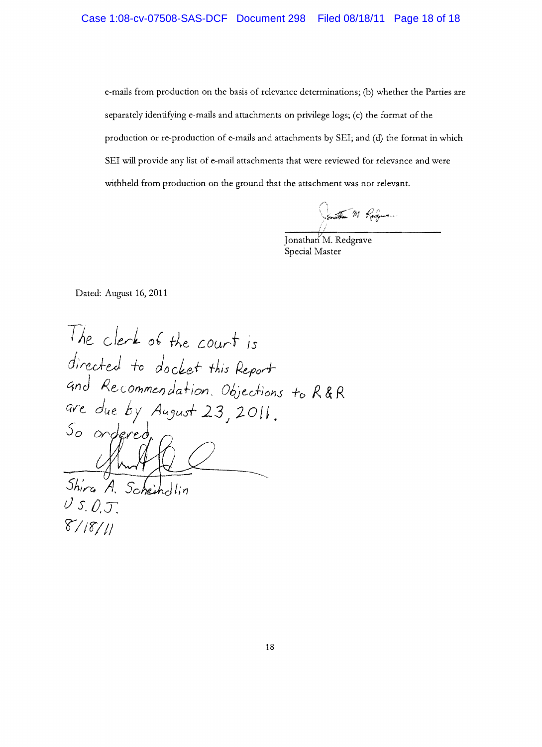e-mails from production on the basis of relevance determinations; (b) whether the Parties are separately identifying e-mails and attachments on privilege logs; (c) the format of the production or re-production of e-mails and attachments by SEI; and (d) the format in which SEI will provide any list of e-mail attachments that were reviewed for relevance and were withheld from production on the ground that the attachment was not relevant.

Jonathan M. Redgrave
Special Master

Dated: August 16, 2011

The clerk of the court is directed to docket this Report and Recommendation. Objections to R & R are due by August 23, 2011.

So ordered,

Shira A. Scheindlin
U.S.D.J.
8/18/11